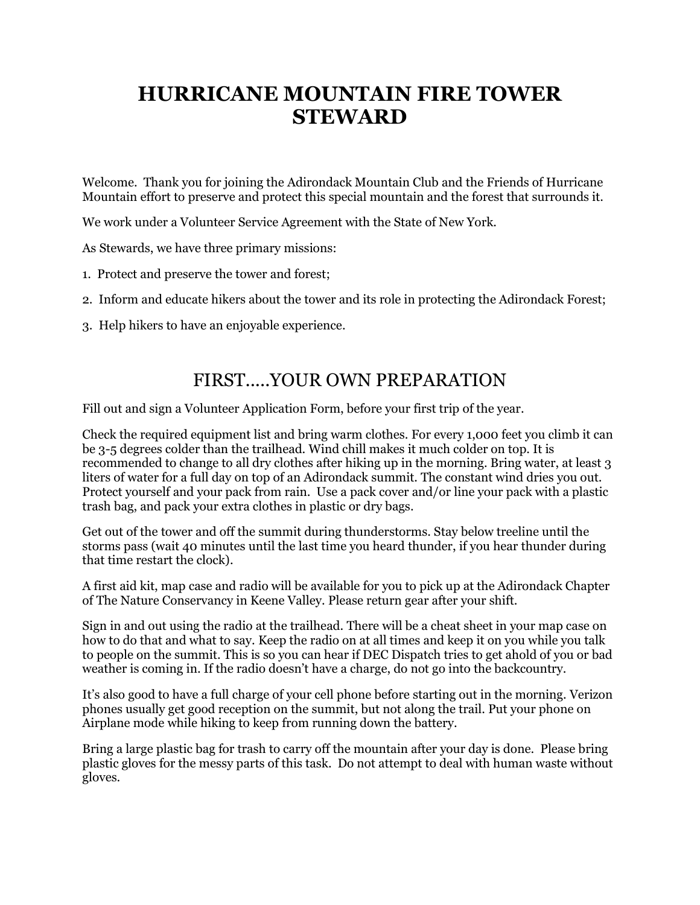# HURRICANE MOUNTAIN FIRE TOWER STEWARD

Welcome. Thank you for joining the Adirondack Mountain Club and the Friends of Hurricane Mountain effort to preserve and protect this special mountain and the forest that surrounds it.

We work under a Volunteer Service Agreement with the State of New York.

As Stewards, we have three primary missions:

1. Protect and preserve the tower and forest;
2. Inform and educate hikers about the tower and its role in protecting the Adirondack Forest;
3. Help hikers to have an enjoyable experience.

## FIRST.....YOUR OWN PREPARATION

Fill out and sign a Volunteer Application Form, before your first trip of the year.

Check the required equipment list and bring warm clothes. For every 1,000 feet you climb it can be 3-5 degrees colder than the trailhead. Wind chill makes it much colder on top. It is recommended to change to all dry clothes after hiking up in the morning. Bring water, at least 3 liters of water for a full day on top of an Adirondack summit. The constant wind dries you out. Protect yourself and your pack from rain. Use a pack cover and/or line your pack with a plastic trash bag, and pack your extra clothes in plastic or dry bags.

Get out of the tower and off the summit during thunderstorms. Stay below treeline until the storms pass (wait 40 minutes until the last time you heard thunder, if you hear thunder during that time restart the clock).

A first aid kit, map case and radio will be available for you to pick up at the Adirondack Chapter of The Nature Conservancy in Keene Valley. Please return gear after your shift.

Sign in and out using the radio at the trailhead. There will be a cheat sheet in your map case on how to do that and what to say. Keep the radio on at all times and keep it on you while you talk to people on the summit. This is so you can hear if DEC Dispatch tries to get ahold of you or bad weather is coming in. If the radio doesn't have a charge, do not go into the backcountry.

It's also good to have a full charge of your cell phone before starting out in the morning. Verizon phones usually get good reception on the summit, but not along the trail. Put your phone on Airplane mode while hiking to keep from running down the battery.

Bring a large plastic bag for trash to carry off the mountain after your day is done. Please bring plastic gloves for the messy parts of this task. Do not attempt to deal with human waste without gloves.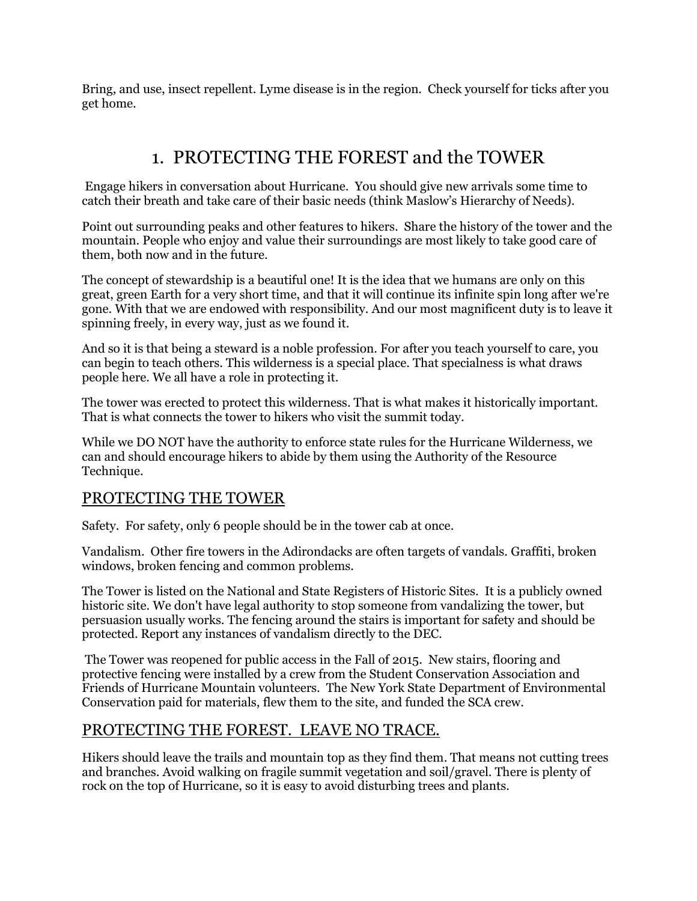Bring, and use, insect repellent. Lyme disease is in the region. Check yourself for ticks after you get home.

# 1. PROTECTING THE FOREST and the TOWER

Engage hikers in conversation about Hurricane. You should give new arrivals some time to catch their breath and take care of their basic needs (think Maslow's Hierarchy of Needs).

Point out surrounding peaks and other features to hikers. Share the history of the tower and the mountain. People who enjoy and value their surroundings are most likely to take good care of them, both now and in the future.

The concept of stewardship is a beautiful one! It is the idea that we humans are only on this great, green Earth for a very short time, and that it will continue its infinite spin long after we're gone. With that we are endowed with responsibility. And our most magnificent duty is to leave it spinning freely, in every way, just as we found it.

And so it is that being a steward is a noble profession. For after you teach yourself to care, you can begin to teach others. This wilderness is a special place. That specialness is what draws people here. We all have a role in protecting it.

The tower was erected to protect this wilderness. That is what makes it historically important. That is what connects the tower to hikers who visit the summit today.

While we DO NOT have the authority to enforce state rules for the Hurricane Wilderness, we can and should encourage hikers to abide by them using the Authority of the Resource Technique.

## PROTECTING THE TOWER

Safety. For safety, only 6 people should be in the tower cab at once.

Vandalism. Other fire towers in the Adirondacks are often targets of vandals. Graffiti, broken windows, broken fencing and common problems.

The Tower is listed on the National and State Registers of Historic Sites. It is a publicly owned historic site. We don't have legal authority to stop someone from vandalizing the tower, but persuasion usually works. The fencing around the stairs is important for safety and should be protected. Report any instances of vandalism directly to the DEC.

The Tower was reopened for public access in the Fall of 2015. New stairs, flooring and protective fencing were installed by a crew from the Student Conservation Association and Friends of Hurricane Mountain volunteers. The New York State Department of Environmental Conservation paid for materials, flew them to the site, and funded the SCA crew.

## PROTECTING THE FOREST. LEAVE NO TRACE.

Hikers should leave the trails and mountain top as they find them. That means not cutting trees and branches. Avoid walking on fragile summit vegetation and soil/gravel. There is plenty of rock on the top of Hurricane, so it is easy to avoid disturbing trees and plants.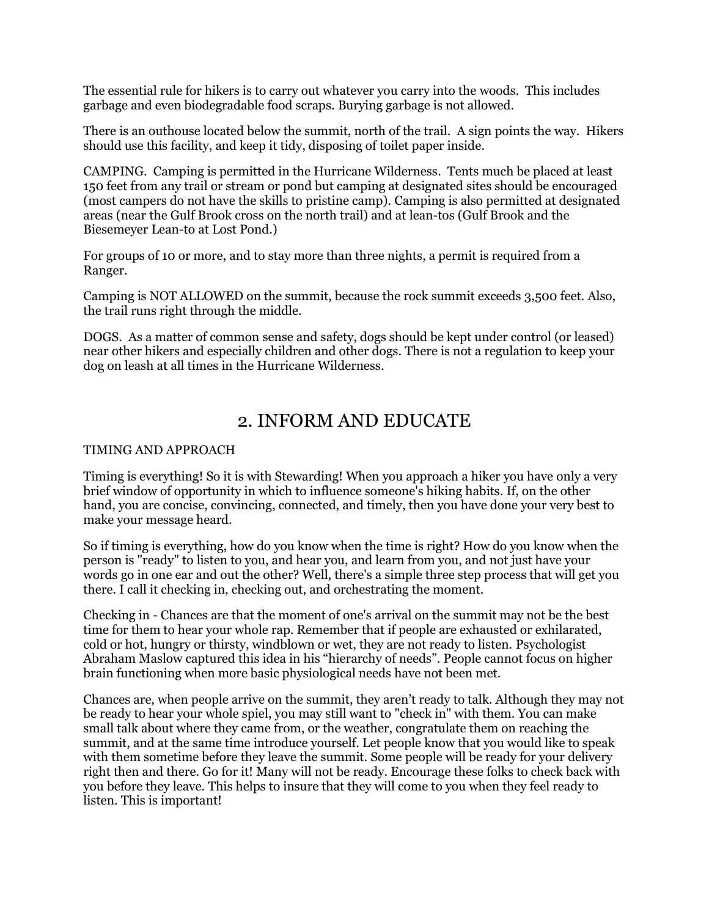The essential rule for hikers is to carry out whatever you carry into the woods. This includes garbage and even biodegradable food scraps. Burying garbage is not allowed.

There is an outhouse located below the summit, north of the trail. A sign points the way. Hikers should use this facility, and keep it tidy, disposing of toilet paper inside.

CAMPING. Camping is permitted in the Hurricane Wilderness. Tents much be placed at least 150 feet from any trail or stream or pond but camping at designated sites should be encouraged (most campers do not have the skills to pristine camp). Camping is also permitted at designated areas (near the Gulf Brook cross on the north trail) and at lean-tos (Gulf Brook and the Biesemeyer Lean-to at Lost Pond.)

For groups of 10 or more, and to stay more than three nights, a permit is required from a Ranger.

Camping is NOT ALLOWED on the summit, because the rock summit exceeds 3,500 feet. Also, the trail runs right through the middle.

DOGS. As a matter of common sense and safety, dogs should be kept under control (or leased) near other hikers and especially children and other dogs. There is not a regulation to keep your dog on leash at all times in the Hurricane Wilderness.

## 2. INFORM AND EDUCATE

TIMING AND APPROACH

Timing is everything! So it is with Stewarding! When you approach a hiker you have only a very brief window of opportunity in which to influence someone's hiking habits. If, on the other hand, you are concise, convincing, connected, and timely, then you have done your very best to make your message heard.

So if timing is everything, how do you know when the time is right? How do you know when the person is "ready" to listen to you, and hear you, and learn from you, and not just have your words go in one ear and out the other? Well, there's a simple three step process that will get you there. I call it checking in, checking out, and orchestrating the moment.

Checking in - Chances are that the moment of one's arrival on the summit may not be the best time for them to hear your whole rap. Remember that if people are exhausted or exhilarated, cold or hot, hungry or thirsty, windblown or wet, they are not ready to listen. Psychologist Abraham Maslow captured this idea in his “hierarchy of needs”. People cannot focus on higher brain functioning when more basic physiological needs have not been met.

Chances are, when people arrive on the summit, they aren’t ready to talk. Although they may not be ready to hear your whole spiel, you may still want to "check in" with them. You can make small talk about where they came from, or the weather, congratulate them on reaching the summit, and at the same time introduce yourself. Let people know that you would like to speak with them sometime before they leave the summit. Some people will be ready for your delivery right then and there. Go for it! Many will not be ready. Encourage these folks to check back with you before they leave. This helps to insure that they will come to you when they feel ready to listen. This is important!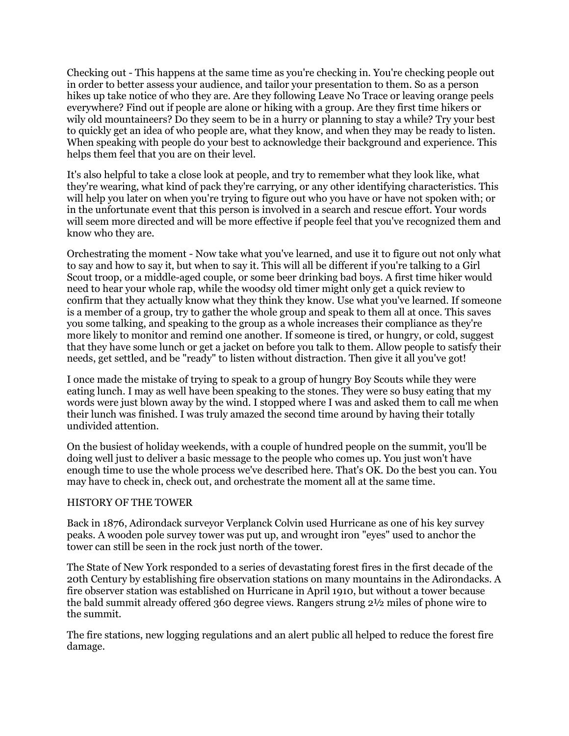Checking out - This happens at the same time as you're checking in. You're checking people out in order to better assess your audience, and tailor your presentation to them. So as a person hikes up take notice of who they are. Are they following Leave No Trace or leaving orange peels everywhere? Find out if people are alone or hiking with a group. Are they first time hikers or wily old mountaineers? Do they seem to be in a hurry or planning to stay a while? Try your best to quickly get an idea of who people are, what they know, and when they may be ready to listen. When speaking with people do your best to acknowledge their background and experience. This helps them feel that you are on their level.

It's also helpful to take a close look at people, and try to remember what they look like, what they're wearing, what kind of pack they're carrying, or any other identifying characteristics. This will help you later on when you're trying to figure out who you have or have not spoken with; or in the unfortunate event that this person is involved in a search and rescue effort. Your words will seem more directed and will be more effective if people feel that you've recognized them and know who they are.

Orchestrating the moment - Now take what you've learned, and use it to figure out not only what to say and how to say it, but when to say it. This will all be different if you're talking to a Girl Scout troop, or a middle-aged couple, or some beer drinking bad boys. A first time hiker would need to hear your whole rap, while the woodsy old timer might only get a quick review to confirm that they actually know what they think they know. Use what you've learned. If someone is a member of a group, try to gather the whole group and speak to them all at once. This saves you some talking, and speaking to the group as a whole increases their compliance as they're more likely to monitor and remind one another. If someone is tired, or hungry, or cold, suggest that they have some lunch or get a jacket on before you talk to them. Allow people to satisfy their needs, get settled, and be "ready" to listen without distraction. Then give it all you've got!

I once made the mistake of trying to speak to a group of hungry Boy Scouts while they were eating lunch. I may as well have been speaking to the stones. They were so busy eating that my words were just blown away by the wind. I stopped where I was and asked them to call me when their lunch was finished. I was truly amazed the second time around by having their totally undivided attention.

On the busiest of holiday weekends, with a couple of hundred people on the summit, you'll be doing well just to deliver a basic message to the people who comes up. You just won't have enough time to use the whole process we've described here. That's OK. Do the best you can. You may have to check in, check out, and orchestrate the moment all at the same time.

## HISTORY OF THE TOWER

Back in 1876, Adirondack surveyor Verplanck Colvin used Hurricane as one of his key survey peaks. A wooden pole survey tower was put up, and wrought iron "eyes" used to anchor the tower can still be seen in the rock just north of the tower.

The State of New York responded to a series of devastating forest fires in the first decade of the 20th Century by establishing fire observation stations on many mountains in the Adirondacks. A fire observer station was established on Hurricane in April 1910, but without a tower because the bald summit already offered 360 degree views. Rangers strung 2½ miles of phone wire to the summit.

The fire stations, new logging regulations and an alert public all helped to reduce the forest fire damage.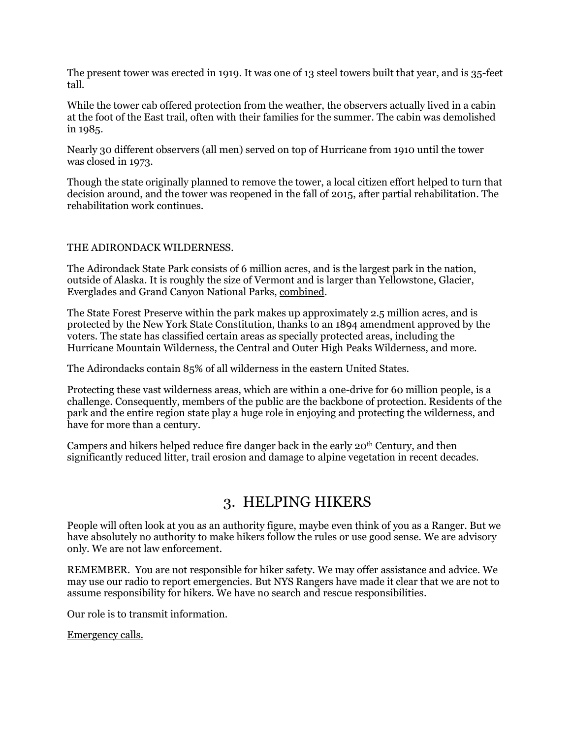The present tower was erected in 1919. It was one of 13 steel towers built that year, and is 35-feet tall.

While the tower cab offered protection from the weather, the observers actually lived in a cabin at the foot of the East trail, often with their families for the summer. The cabin was demolished in 1985.

Nearly 30 different observers (all men) served on top of Hurricane from 1910 until the tower was closed in 1973.

Though the state originally planned to remove the tower, a local citizen effort helped to turn that decision around, and the tower was reopened in the fall of 2015, after partial rehabilitation. The rehabilitation work continues.

THE ADIRONDACK WILDERNESS.

The Adirondack State Park consists of 6 million acres, and is the largest park in the nation, outside of Alaska. It is roughly the size of Vermont and is larger than Yellowstone, Glacier, Everglades and Grand Canyon National Parks, <u>combined</u>.

The State Forest Preserve within the park makes up approximately 2.5 million acres, and is protected by the New York State Constitution, thanks to an 1894 amendment approved by the voters. The state has classified certain areas as specially protected areas, including the Hurricane Mountain Wilderness, the Central and Outer High Peaks Wilderness, and more.

The Adirondacks contain 85% of all wilderness in the eastern United States.

Protecting these vast wilderness areas, which are within a one-drive for 60 million people, is a challenge. Consequently, members of the public are the backbone of protection. Residents of the park and the entire region state play a huge role in enjoying and protecting the wilderness, and have for more than a century.

Campers and hikers helped reduce fire danger back in the early 20th Century, and then significantly reduced litter, trail erosion and damage to alpine vegetation in recent decades.

## 3. HELPING HIKERS

People will often look at you as an authority figure, maybe even think of you as a Ranger. But we have absolutely no authority to make hikers follow the rules or use good sense. We are advisory only. We are not law enforcement.

REMEMBER. You are not responsible for hiker safety. We may offer assistance and advice. We may use our radio to report emergencies. But NYS Rangers have made it clear that we are not to assume responsibility for hikers. We have no search and rescue responsibilities.

Our role is to transmit information.

<u>Emergency calls.</u>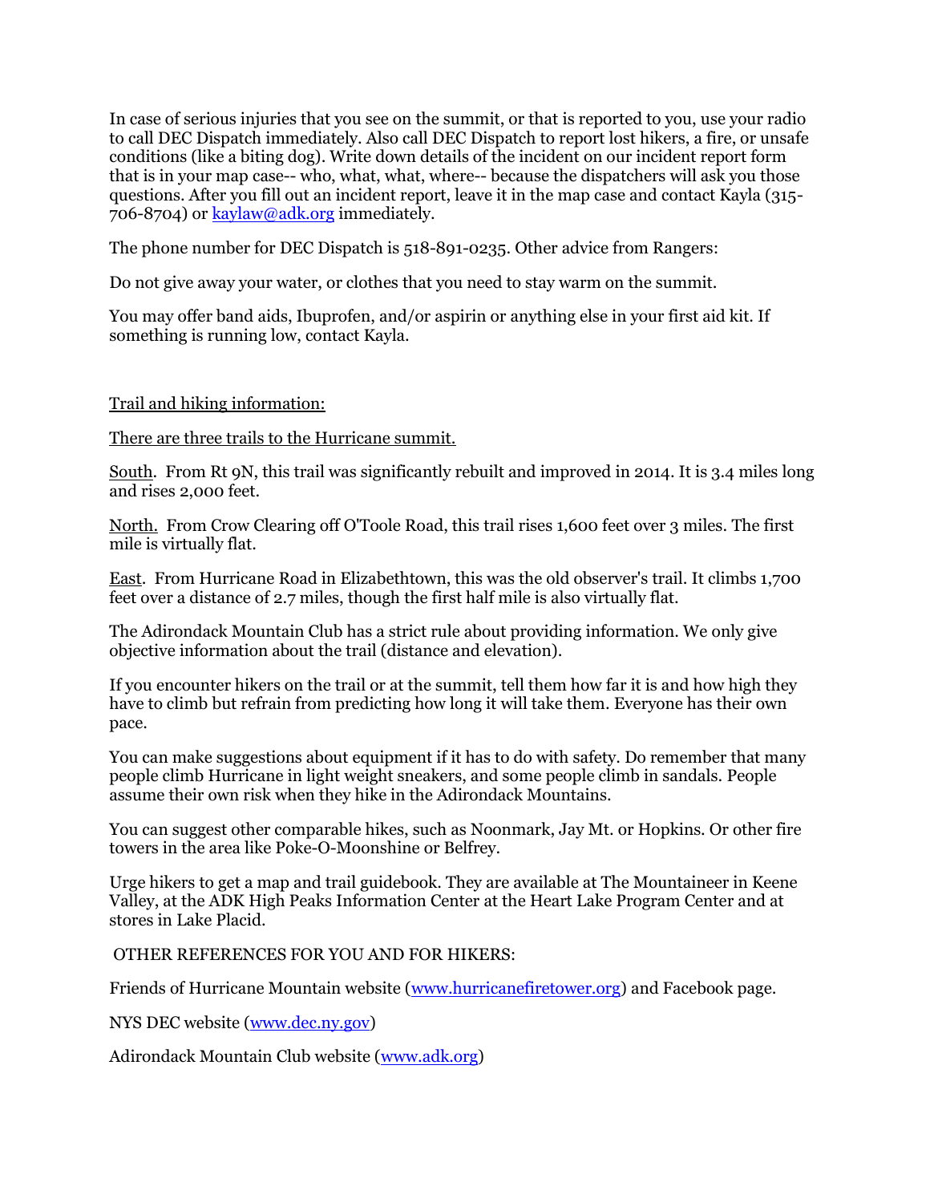In case of serious injuries that you see on the summit, or that is reported to you, use your radio to call DEC Dispatch immediately. Also call DEC Dispatch to report lost hikers, a fire, or unsafe conditions (like a biting dog). Write down details of the incident on our incident report form that is in your map case-- who, what, what, where-- because the dispatchers will ask you those questions. After you fill out an incident report, leave it in the map case and contact Kayla (315-706-8704) or [kaylaw@adk.org](mailto:kaylaw@adk.org) immediately.

The phone number for DEC Dispatch is 518-891-0235. Other advice from Rangers:

Do not give away your water, or clothes that you need to stay warm on the summit.

You may offer band aids, Ibuprofen, and/or aspirin or anything else in your first aid kit. If something is running low, contact Kayla.

<u>Trail and hiking information:</u>

<u>There are three trails to the Hurricane summit.</u>

<u>South</u>. From Rt 9N, this trail was significantly rebuilt and improved in 2014. It is 3.4 miles long and rises 2,000 feet.

<u>North.</u> From Crow Clearing off O'Toole Road, this trail rises 1,600 feet over 3 miles. The first mile is virtually flat.

<u>East</u>. From Hurricane Road in Elizabethtown, this was the old observer's trail. It climbs 1,700 feet over a distance of 2.7 miles, though the first half mile is also virtually flat.

The Adirondack Mountain Club has a strict rule about providing information. We only give objective information about the trail (distance and elevation).

If you encounter hikers on the trail or at the summit, tell them how far it is and how high they have to climb but refrain from predicting how long it will take them. Everyone has their own pace.

You can make suggestions about equipment if it has to do with safety. Do remember that many people climb Hurricane in light weight sneakers, and some people climb in sandals. People assume their own risk when they hike in the Adirondack Mountains.

You can suggest other comparable hikes, such as Noonmark, Jay Mt. or Hopkins. Or other fire towers in the area like Poke-O-Moonshine or Belfrey.

Urge hikers to get a map and trail guidebook. They are available at The Mountaineer in Keene Valley, at the ADK High Peaks Information Center at the Heart Lake Program Center and at stores in Lake Placid.

OTHER REFERENCES FOR YOU AND FOR HIKERS:

Friends of Hurricane Mountain website ([www.hurricanefiretower.org](http://www.hurricanefiretower.org)) and Facebook page.

NYS DEC website ([www.dec.ny.gov](http://www.dec.ny.gov))

Adirondack Mountain Club website ([www.adk.org](http://www.adk.org))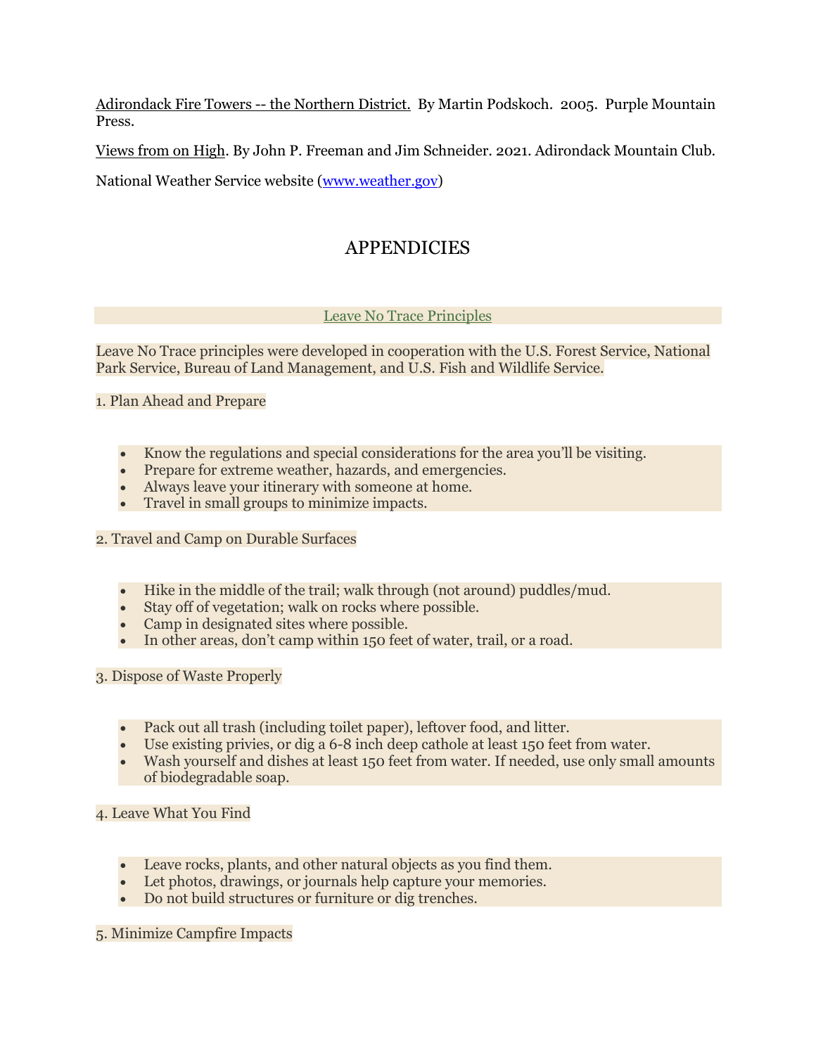Adirondack Fire Towers -- the Northern District. By Martin Podskoch. 2005. Purple Mountain Press.

Views from on High. By John P. Freeman and Jim Schneider. 2021. Adirondack Mountain Club.

National Weather Service website (www.weather.gov)

# APPENDICIES

## Leave No Trace Principles

Leave No Trace principles were developed in cooperation with the U.S. Forest Service, National Park Service, Bureau of Land Management, and U.S. Fish and Wildlife Service.

### 1. Plan Ahead and Prepare

- Know the regulations and special considerations for the area you'll be visiting.
- Prepare for extreme weather, hazards, and emergencies.
- Always leave your itinerary with someone at home.
- Travel in small groups to minimize impacts.

### 2. Travel and Camp on Durable Surfaces

- Hike in the middle of the trail; walk through (not around) puddles/mud.
- Stay off of vegetation; walk on rocks where possible.
- Camp in designated sites where possible.
- In other areas, don't camp within 150 feet of water, trail, or a road.

### 3. Dispose of Waste Properly

- Pack out all trash (including toilet paper), leftover food, and litter.
- Use existing privies, or dig a 6-8 inch deep cathole at least 150 feet from water.
- Wash yourself and dishes at least 150 feet from water. If needed, use only small amounts of biodegradable soap.

### 4. Leave What You Find

- Leave rocks, plants, and other natural objects as you find them.
- Let photos, drawings, or journals help capture your memories.
- Do not build structures or furniture or dig trenches.

### 5. Minimize Campfire Impacts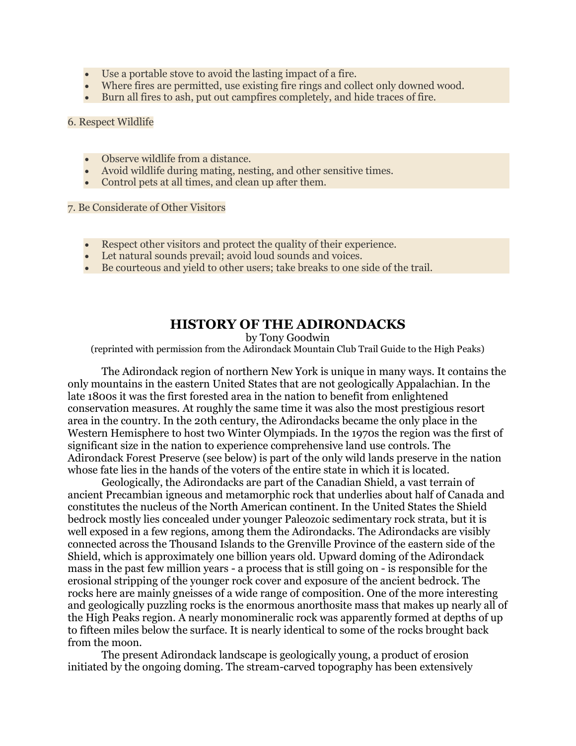- Use a portable stove to avoid the lasting impact of a fire.
- Where fires are permitted, use existing fire rings and collect only downed wood.
- Burn all fires to ash, put out campfires completely, and hide traces of fire.

6. Respect Wildlife

- Observe wildlife from a distance.
- Avoid wildlife during mating, nesting, and other sensitive times.
- Control pets at all times, and clean up after them.

7. Be Considerate of Other Visitors

- Respect other visitors and protect the quality of their experience.
- Let natural sounds prevail; avoid loud sounds and voices.
- Be courteous and yield to other users; take breaks to one side of the trail.

## HISTORY OF THE ADIRONDACKS

by Tony Goodwin

(reprinted with permission from the Adirondack Mountain Club Trail Guide to the High Peaks)

The Adirondack region of northern New York is unique in many ways. It contains the only mountains in the eastern United States that are not geologically Appalachian. In the late 1800s it was the first forested area in the nation to benefit from enlightened conservation measures. At roughly the same time it was also the most prestigious resort area in the country. In the 20th century, the Adirondacks became the only place in the Western Hemisphere to host two Winter Olympiads. In the 1970s the region was the first of significant size in the nation to experience comprehensive land use controls. The Adirondack Forest Preserve (see below) is part of the only wild lands preserve in the nation whose fate lies in the hands of the voters of the entire state in which it is located.

Geologically, the Adirondacks are part of the Canadian Shield, a vast terrain of ancient Precambian igneous and metamorphic rock that underlies about half of Canada and constitutes the nucleus of the North American continent. In the United States the Shield bedrock mostly lies concealed under younger Paleozoic sedimentary rock strata, but it is well exposed in a few regions, among them the Adirondacks. The Adirondacks are visibly connected across the Thousand Islands to the Grenville Province of the eastern side of the Shield, which is approximately one billion years old. Upward doming of the Adirondack mass in the past few million years - a process that is still going on - is responsible for the erosional stripping of the younger rock cover and exposure of the ancient bedrock. The rocks here are mainly gneisses of a wide range of composition. One of the more interesting and geologically puzzling rocks is the enormous anorthosite mass that makes up nearly all of the High Peaks region. A nearly monomineralic rock was apparently formed at depths of up to fifteen miles below the surface. It is nearly identical to some of the rocks brought back from the moon.

The present Adirondack landscape is geologically young, a product of erosion initiated by the ongoing doming. The stream-carved topography has been extensively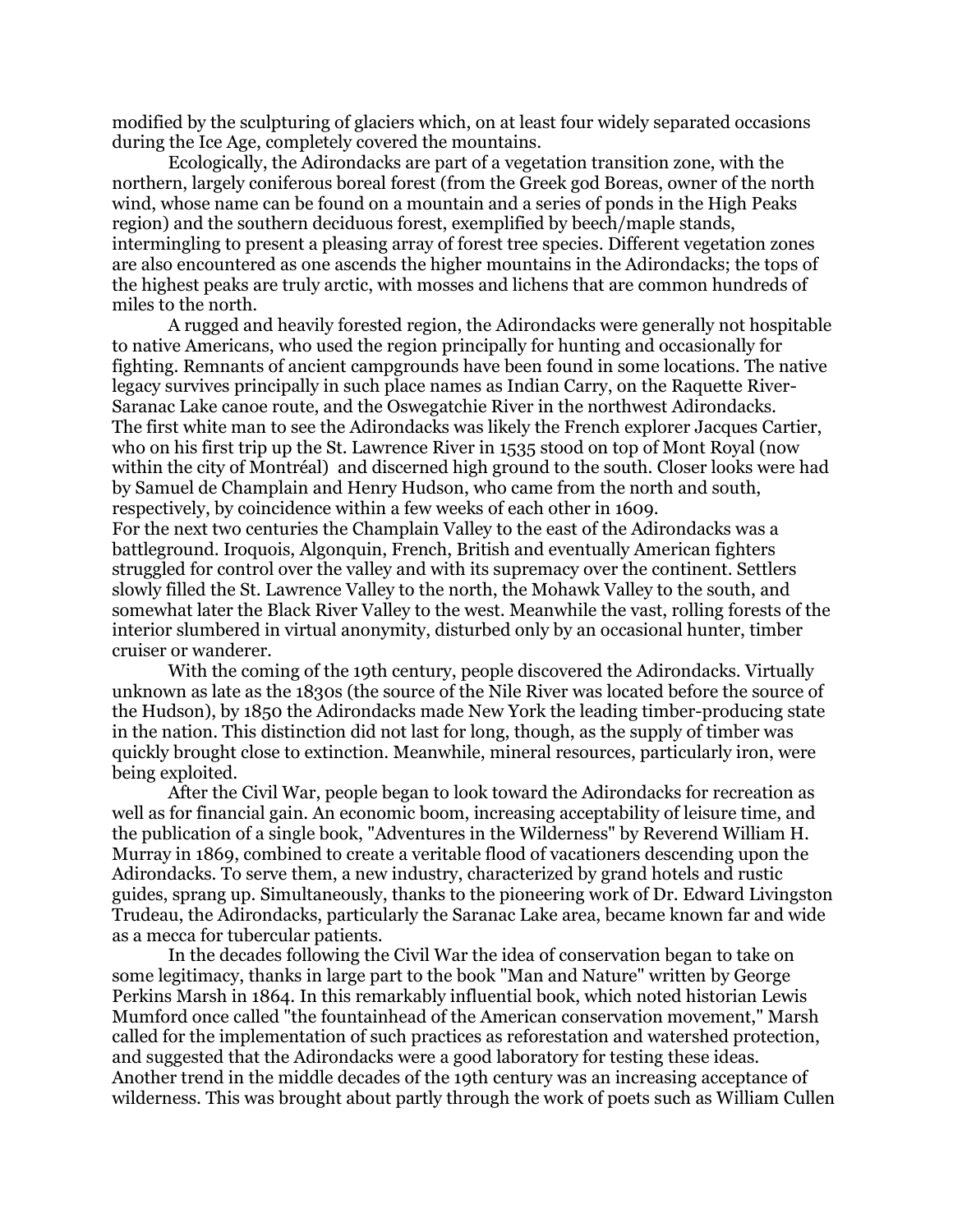modified by the sculpturing of glaciers which, on at least four widely separated occasions during the Ice Age, completely covered the mountains.

Ecologically, the Adirondacks are part of a vegetation transition zone, with the northern, largely coniferous boreal forest (from the Greek god Boreas, owner of the north wind, whose name can be found on a mountain and a series of ponds in the High Peaks region) and the southern deciduous forest, exemplified by beech/maple stands, intermingling to present a pleasing array of forest tree species. Different vegetation zones are also encountered as one ascends the higher mountains in the Adirondacks; the tops of the highest peaks are truly arctic, with mosses and lichens that are common hundreds of miles to the north.

A rugged and heavily forested region, the Adirondacks were generally not hospitable to native Americans, who used the region principally for hunting and occasionally for fighting. Remnants of ancient campgrounds have been found in some locations. The native legacy survives principally in such place names as Indian Carry, on the Raquette River-Saranac Lake canoe route, and the Oswegatchie River in the northwest Adirondacks.

The first white man to see the Adirondacks was likely the French explorer Jacques Cartier, who on his first trip up the St. Lawrence River in 1535 stood on top of Mont Royal (now within the city of Montréal) and discerned high ground to the south. Closer looks were had by Samuel de Champlain and Henry Hudson, who came from the north and south, respectively, by coincidence within a few weeks of each other in 1609.

For the next two centuries the Champlain Valley to the east of the Adirondacks was a battleground. Iroquois, Algonquin, French, British and eventually American fighters struggled for control over the valley and with its supremacy over the continent. Settlers slowly filled the St. Lawrence Valley to the north, the Mohawk Valley to the south, and somewhat later the Black River Valley to the west. Meanwhile the vast, rolling forests of the interior slumbered in virtual anonymity, disturbed only by an occasional hunter, timber cruiser or wanderer.

With the coming of the 19th century, people discovered the Adirondacks. Virtually unknown as late as the 1830s (the source of the Nile River was located before the source of the Hudson), by 1850 the Adirondacks made New York the leading timber-producing state in the nation. This distinction did not last for long, though, as the supply of timber was quickly brought close to extinction. Meanwhile, mineral resources, particularly iron, were being exploited.

After the Civil War, people began to look toward the Adirondacks for recreation as well as for financial gain. An economic boom, increasing acceptability of leisure time, and the publication of a single book, "Adventures in the Wilderness" by Reverend William H. Murray in 1869, combined to create a veritable flood of vacationers descending upon the Adirondacks. To serve them, a new industry, characterized by grand hotels and rustic guides, sprang up. Simultaneously, thanks to the pioneering work of Dr. Edward Livingston Trudeau, the Adirondacks, particularly the Saranac Lake area, became known far and wide as a mecca for tubercular patients.

In the decades following the Civil War the idea of conservation began to take on some legitimacy, thanks in large part to the book "Man and Nature" written by George Perkins Marsh in 1864. In this remarkably influential book, which noted historian Lewis Mumford once called "the fountainhead of the American conservation movement," Marsh called for the implementation of such practices as reforestation and watershed protection, and suggested that the Adirondacks were a good laboratory for testing these ideas.

Another trend in the middle decades of the 19th century was an increasing acceptance of wilderness. This was brought about partly through the work of poets such as William Cullen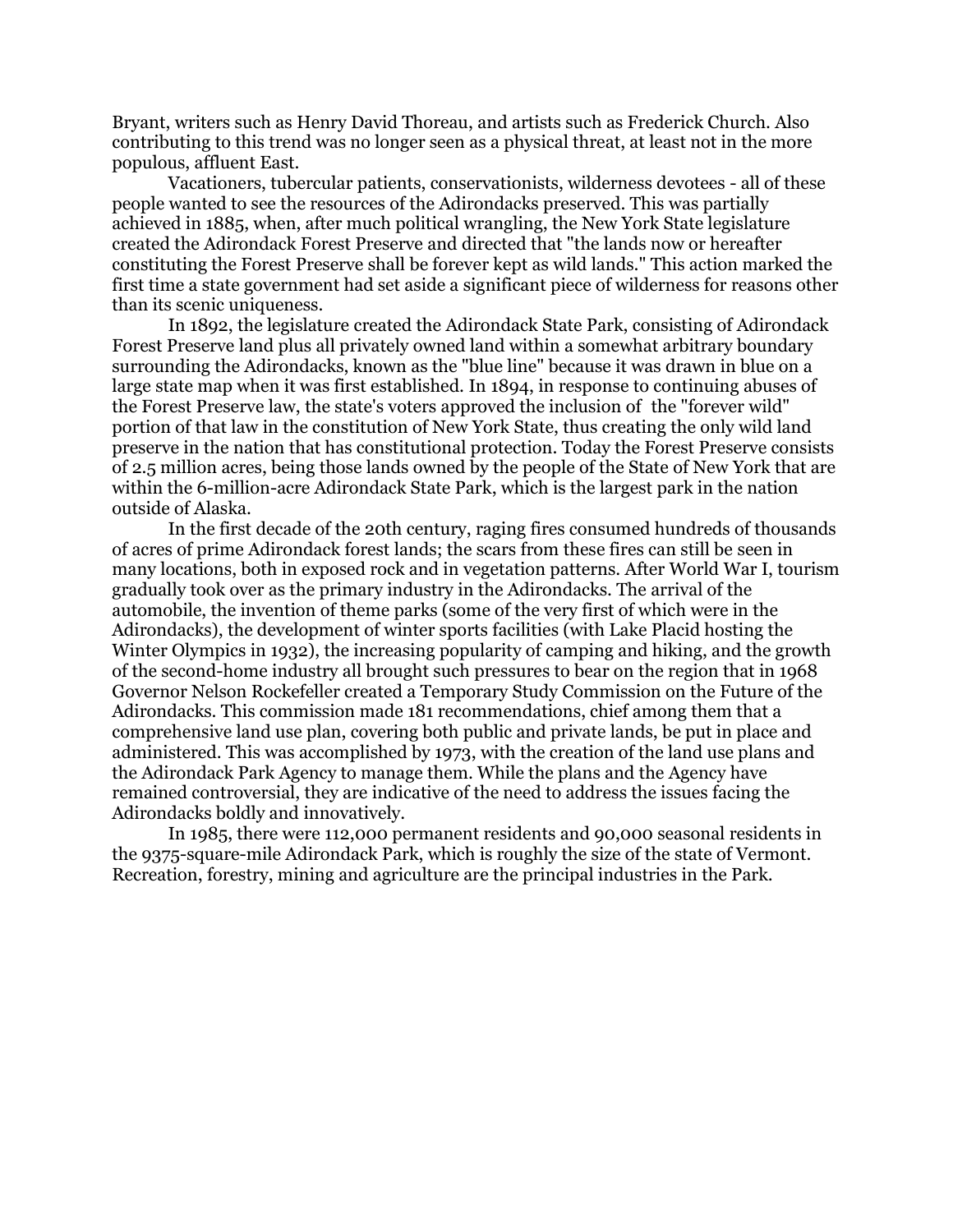Bryant, writers such as Henry David Thoreau, and artists such as Frederick Church. Also contributing to this trend was no longer seen as a physical threat, at least not in the more populous, affluent East.

Vacationers, tubercular patients, conservationists, wilderness devotees - all of these people wanted to see the resources of the Adirondacks preserved. This was partially achieved in 1885, when, after much political wrangling, the New York State legislature created the Adirondack Forest Preserve and directed that "the lands now or hereafter constituting the Forest Preserve shall be forever kept as wild lands." This action marked the first time a state government had set aside a significant piece of wilderness for reasons other than its scenic uniqueness.

In 1892, the legislature created the Adirondack State Park, consisting of Adirondack Forest Preserve land plus all privately owned land within a somewhat arbitrary boundary surrounding the Adirondacks, known as the "blue line" because it was drawn in blue on a large state map when it was first established. In 1894, in response to continuing abuses of the Forest Preserve law, the state's voters approved the inclusion of the "forever wild" portion of that law in the constitution of New York State, thus creating the only wild land preserve in the nation that has constitutional protection. Today the Forest Preserve consists of 2.5 million acres, being those lands owned by the people of the State of New York that are within the 6-million-acre Adirondack State Park, which is the largest park in the nation outside of Alaska.

In the first decade of the 20th century, raging fires consumed hundreds of thousands of acres of prime Adirondack forest lands; the scars from these fires can still be seen in many locations, both in exposed rock and in vegetation patterns. After World War I, tourism gradually took over as the primary industry in the Adirondacks. The arrival of the automobile, the invention of theme parks (some of the very first of which were in the Adirondacks), the development of winter sports facilities (with Lake Placid hosting the Winter Olympics in 1932), the increasing popularity of camping and hiking, and the growth of the second-home industry all brought such pressures to bear on the region that in 1968 Governor Nelson Rockefeller created a Temporary Study Commission on the Future of the Adirondacks. This commission made 181 recommendations, chief among them that a comprehensive land use plan, covering both public and private lands, be put in place and administered. This was accomplished by 1973, with the creation of the land use plans and the Adirondack Park Agency to manage them. While the plans and the Agency have remained controversial, they are indicative of the need to address the issues facing the Adirondacks boldly and innovatively.

In 1985, there were 112,000 permanent residents and 90,000 seasonal residents in the 9375-square-mile Adirondack Park, which is roughly the size of the state of Vermont. Recreation, forestry, mining and agriculture are the principal industries in the Park.